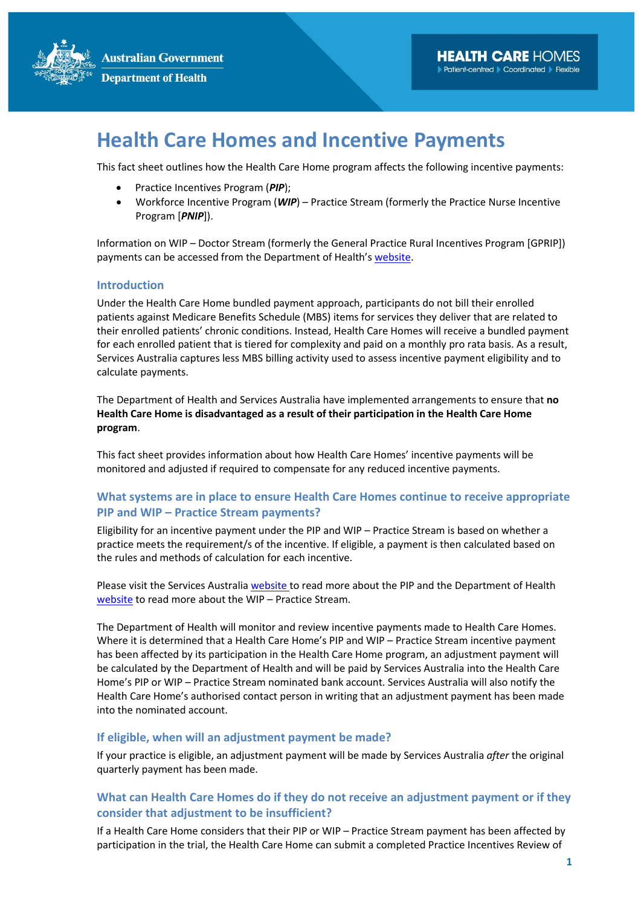Australian Government
Department of Health

HEALTH CARE HOMES
Patient-centred Coordinated Flexible

# Health Care Homes and Incentive Payments

This fact sheet outlines how the Health Care Home program affects the following incentive payments:

- Practice Incentives Program (***PIP***);
- Workforce Incentive Program (***WIP***) – Practice Stream (formerly the Practice Nurse Incentive Program [***PNIP***]).

Information on WIP – Doctor Stream (formerly the General Practice Rural Incentives Program [GPRIP]) payments can be accessed from the Department of Health's website.

## Introduction

Under the Health Care Home bundled payment approach, participants do not bill their enrolled patients against Medicare Benefits Schedule (MBS) items for services they deliver that are related to their enrolled patients' chronic conditions. Instead, Health Care Homes will receive a bundled payment for each enrolled patient that is tiered for complexity and paid on a monthly pro rata basis. As a result, Services Australia captures less MBS billing activity used to assess incentive payment eligibility and to calculate payments.

The Department of Health and Services Australia have implemented arrangements to ensure that **no Health Care Home is disadvantaged as a result of their participation in the Health Care Home program**.

This fact sheet provides information about how Health Care Homes' incentive payments will be monitored and adjusted if required to compensate for any reduced incentive payments.

## What systems are in place to ensure Health Care Homes continue to receive appropriate PIP and WIP – Practice Stream payments?

Eligibility for an incentive payment under the PIP and WIP – Practice Stream is based on whether a practice meets the requirement/s of the incentive. If eligible, a payment is then calculated based on the rules and methods of calculation for each incentive.

Please visit the Services Australia website to read more about the PIP and the Department of Health website to read more about the WIP – Practice Stream.

The Department of Health will monitor and review incentive payments made to Health Care Homes. Where it is determined that a Health Care Home's PIP and WIP – Practice Stream incentive payment has been affected by its participation in the Health Care Home program, an adjustment payment will be calculated by the Department of Health and will be paid by Services Australia into the Health Care Home's PIP or WIP – Practice Stream nominated bank account. Services Australia will also notify the Health Care Home's authorised contact person in writing that an adjustment payment has been made into the nominated account.

## If eligible, when will an adjustment payment be made?

If your practice is eligible, an adjustment payment will be made by Services Australia *after* the original quarterly payment has been made.

## What can Health Care Homes do if they do not receive an adjustment payment or if they consider that adjustment to be insufficient?

If a Health Care Home considers that their PIP or WIP – Practice Stream payment has been affected by participation in the trial, the Health Care Home can submit a completed Practice Incentives Review of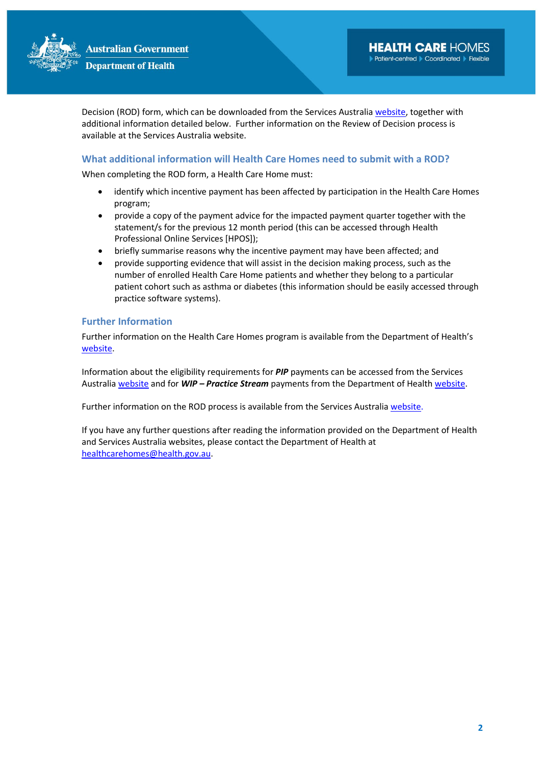Decision (ROD) form, which can be downloaded from the Services Australia website, together with additional information detailed below. Further information on the Review of Decision process is available at the Services Australia website.

## What additional information will Health Care Homes need to submit with a ROD?

When completing the ROD form, a Health Care Home must:

- identify which incentive payment has been affected by participation in the Health Care Homes program;
- provide a copy of the payment advice for the impacted payment quarter together with the statement/s for the previous 12 month period (this can be accessed through Health Professional Online Services [HPOS]);
- briefly summarise reasons why the incentive payment may have been affected; and
- provide supporting evidence that will assist in the decision making process, such as the number of enrolled Health Care Home patients and whether they belong to a particular patient cohort such as asthma or diabetes (this information should be easily accessed through practice software systems).

## Further Information

Further information on the Health Care Homes program is available from the Department of Health's website.

Information about the eligibility requirements for ***PIP*** payments can be accessed from the Services Australia website and for ***WIP – Practice Stream*** payments from the Department of Health website.

Further information on the ROD process is available from the Services Australia website.

If you have any further questions after reading the information provided on the Department of Health and Services Australia websites, please contact the Department of Health at healthcarehomes@health.gov.au.